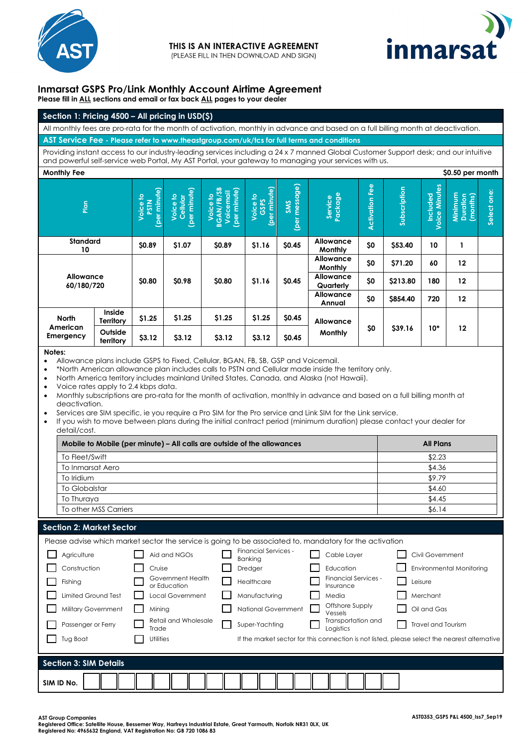THIS IS AN INTERACTIVE AGREEMENT
(PLEASE FILL IN THEN DOWNLOAD AND SIGN)

# Inmarsat GSPS Pro/Link Monthly Account Airtime Agreement

**Please fill in ALL sections and email or fax back ALL pages to your dealer**

## Section 1: Pricing 4500 – All pricing in USD($)

All monthly fees are pro-rata for the month of activation, monthly in advance and based on a full billing month at deactivation.

**AST Service Fee - Please refer to www.theastgroup.com/uk/tcs for full terms and conditions**

Providing instant access to our industry-leading services including a 24 x 7 manned Global Customer Support desk; and our intuitive and powerful self-service web Portal, My AST Portal, your gateway to managing your services with us.

**Monthly Fee** — **$0.50 per month**

| Plan | | Voice to PSTN (per minute) | Voice to Cellular (per minute) | Voice to BGAN/FB/SB Voicemail (per minute) | Voice to GSPS (per minute) | SMS (per message) | Service Package | Activation Fee | Subscription | Included Voice Minutes | Minimum Duration (months) | Select one: |
|---|---|---|---|---|---|---|---|---|---|---|---|---|
| Standard 10 | | $0.89 | $1.07 | $0.89 | $1.16 | $0.45 | Allowance Monthly | $0 | $53.40 | 10 | 1 | |
| Allowance 60/180/720 | | $0.80 | $0.98 | $0.80 | $1.16 | $0.45 | Allowance Monthly | $0 | $71.20 | 60 | 12 | |
| | | | | | | | Allowance Quarterly | $0 | $213.80 | 180 | 12 | |
| | | | | | | | Allowance Annual | $0 | $854.40 | 720 | 12 | |
| North American Emergency | Inside Territory | $1.25 | $1.25 | $1.25 | $1.25 | $0.45 | Allowance Monthly | $0 | $39.16 | 10* | 12 | |
| | Outside territory | $3.12 | $3.12 | $3.12 | $3.12 | $0.45 | | | | | | |

**Notes:**

- Allowance plans include GSPS to Fixed, Cellular, BGAN, FB, SB, GSP and Voicemail.
- *North American allowance plan includes calls to PSTN and Cellular made inside the territory only.
- North America territory includes mainland United States, Canada, and Alaska (not Hawaii).
- Voice rates apply to 2.4 kbps data.
- Monthly subscriptions are pro-rata for the month of activation, monthly in advance and based on a full billing month at deactivation.
- Services are SIM specific, ie you require a Pro SIM for the Pro service and Link SIM for the Link service.
- If you wish to move between plans during the initial contract period (minimum duration) please contact your dealer for detail/cost.

| Mobile to Mobile (per minute) – All calls are outside of the allowances | All Plans |
|---|---|
| To Fleet/Swift | $2.23 |
| To Inmarsat Aero | $4.36 |
| To Iridium | $9.79 |
| To Globalstar | $4.60 |
| To Thuraya | $4.45 |
| To other MSS Carriers | $6.14 |

## Section 2: Market Sector

Please advise which market sector the service is going to be associated to, mandatory for the activation

- ☐ Agriculture
- ☐ Aid and NGOs
- ☐ Financial Services - Banking
- ☐ Cable Layer
- ☐ Civil Government
- ☐ Construction
- ☐ Cruise
- ☐ Dredger
- ☐ Education
- ☐ Environmental Monitoring
- ☐ Fishing
- ☐ Government Health or Education
- ☐ Healthcare
- ☐ Financial Services - Insurance
- ☐ Leisure
- ☐ Limited Ground Test
- ☐ Local Government
- ☐ Manufacturing
- ☐ Media
- ☐ Merchant
- ☐ Military Government
- ☐ Mining
- ☐ National Government
- ☐ Offshore Supply Vessels
- ☐ Oil and Gas
- ☐ Passenger or Ferry
- ☐ Retail and Wholesale Trade
- ☐ Super-Yachting
- ☐ Transportation and Logistics
- ☐ Travel and Tourism
- ☐ Tug Boat
- ☐ Utilities

If the market sector for this connection is not listed, please select the nearest alternative

## Section 3: SIM Details

**SIM ID No.** ___________________

AST Group Companies
Registered Office: Satellite House, Bessemer Way, Harfreys Industrial Estate, Great Yarmouth, Norfolk NR31 0LX, UK
Registered No: 4965632 England, VAT Registration No: GB 720 1086 83

AST0353_GSPS P&L 4500_Iss7_Sep19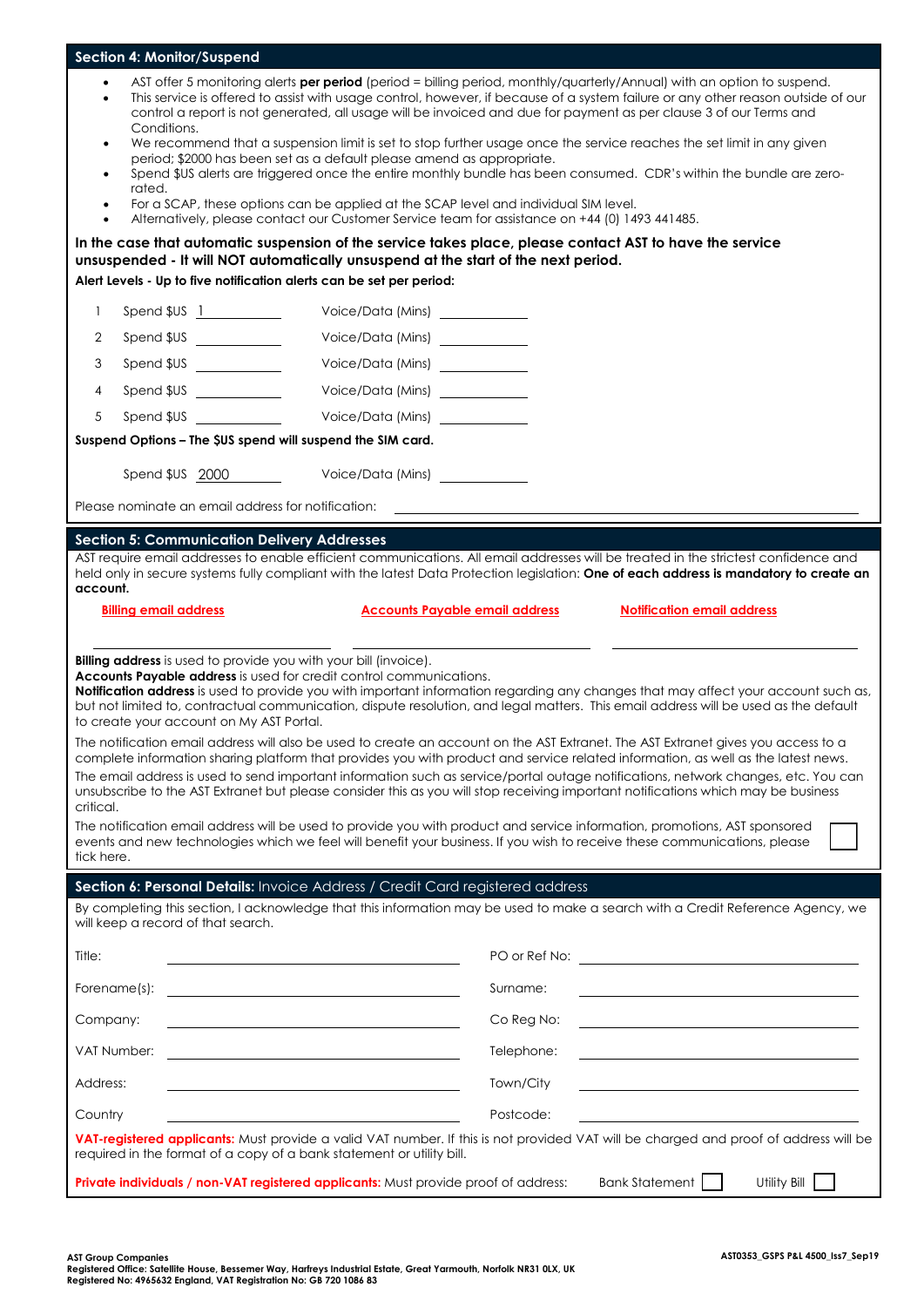## Section 4: Monitor/Suspend

- AST offer 5 monitoring alerts **per period** (period = billing period, monthly/quarterly/Annual) with an option to suspend.
- This service is offered to assist with usage control, however, if because of a system failure or any other reason outside of our control a report is not generated, all usage will be invoiced and due for payment as per clause 3 of our Terms and Conditions.
- We recommend that a suspension limit is set to stop further usage once the service reaches the set limit in any given period; $2000 has been set as a default please amend as appropriate.
- Spend $US alerts are triggered once the entire monthly bundle has been consumed. CDR's within the bundle are zero-rated.
- For a SCAP, these options can be applied at the SCAP level and individual SIM level.
- Alternatively, please contact our Customer Service team for assistance on +44 (0) 1493 441485.

**In the case that automatic suspension of the service takes place, please contact AST to have the service unsuspended - It will NOT automatically unsuspend at the start of the next period.**

**Alert Levels - Up to five notification alerts can be set per period:**

| | Spend $US | Voice/Data (Mins) |
|---|---|---|
| 1 | 1 | |
| 2 | | |
| 3 | | |
| 4 | | |
| 5 | | |

**Suspend Options – The $US spend will suspend the SIM card.**

Spend $US 2000 Voice/Data (Mins) ____________

Please nominate an email address for notification: ____________

## Section 5: Communication Delivery Addresses

AST require email addresses to enable efficient communications. All email addresses will be treated in the strictest confidence and held only in secure systems fully compliant with the latest Data Protection legislation: **One of each address is mandatory to create an account.**

| Billing email address | Accounts Payable email address | Notification email address |
|---|---|---|
| | | |

**Billing address** is used to provide you with your bill (invoice).
**Accounts Payable address** is used for credit control communications.
**Notification address** is used to provide you with important information regarding any changes that may affect your account such as, but not limited to, contractual communication, dispute resolution, and legal matters. This email address will be used as the default to create your account on My AST Portal.

The notification email address will also be used to create an account on the AST Extranet. The AST Extranet gives you access to a complete information sharing platform that provides you with product and service related information, as well as the latest news. The email address is used to send important information such as service/portal outage notifications, network changes, etc. You can unsubscribe to the AST Extranet but please consider this as you will stop receiving important notifications which may be business critical.

The notification email address will be used to provide you with product and service information, promotions, AST sponsored events and new technologies which we feel will benefit your business. If you wish to receive these communications, please tick here. ☐

## Section 6: Personal Details: Invoice Address / Credit Card registered address

By completing this section, I acknowledge that this information may be used to make a search with a Credit Reference Agency, we will keep a record of that search.

| | | | |
|---|---|---|---|
| Title: | | PO or Ref No: | |
| Forename(s): | | Surname: | |
| Company: | | Co Reg No: | |
| VAT Number: | | Telephone: | |
| Address: | | Town/City | |
| Country | | Postcode: | |

**VAT-registered applicants:** Must provide a valid VAT number. If this is not provided VAT will be charged and proof of address will be required in the format of a copy of a bank statement or utility bill.

**Private individuals / non-VAT registered applicants:** Must provide proof of address: Bank Statement ☐ Utility Bill ☐

**AST Group Companies**
**Registered Office: Satellite House, Bessemer Way, Harfreys Industrial Estate, Great Yarmouth, Norfolk NR31 0LX, UK**
**Registered No: 4965632 England, VAT Registration No: GB 720 1086 83**

**AST0353_GSPS P&L 4500_Iss7_Sep19**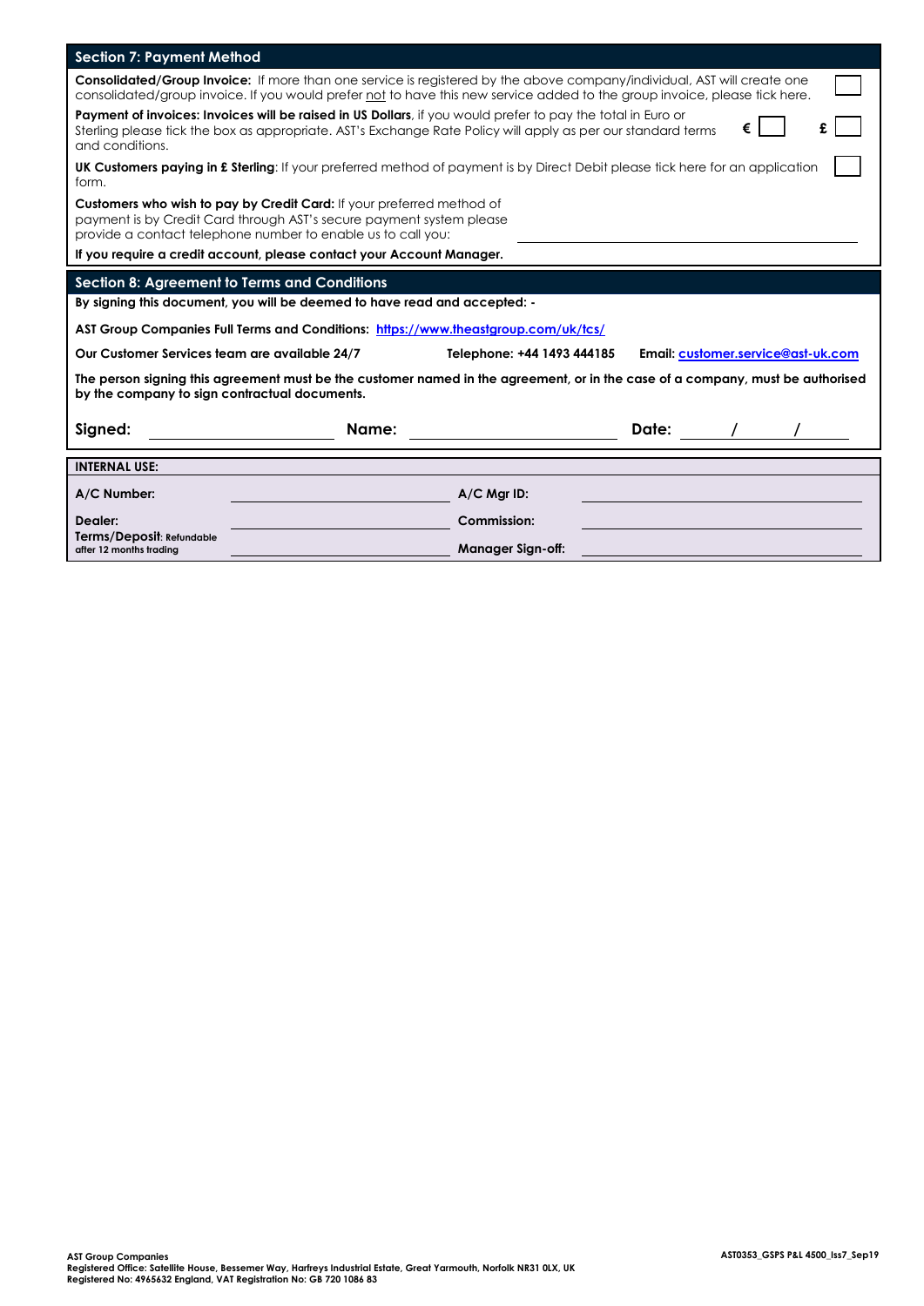## Section 7: Payment Method

**Consolidated/Group Invoice:** If more than one service is registered by the above company/individual, AST will create one consolidated/group invoice. If you would prefer not to have this new service added to the group invoice, please tick here. ☐

**Payment of invoices: Invoices will be raised in US Dollars**, if you would prefer to pay the total in Euro or Sterling please tick the box as appropriate. AST's Exchange Rate Policy will apply as per our standard terms and conditions. € ☐ £ ☐

**UK Customers paying in £ Sterling**: If your preferred method of payment is by Direct Debit please tick here for an application form. ☐

**Customers who wish to pay by Credit Card:** If your preferred method of payment is by Credit Card through AST's secure payment system please provide a contact telephone number to enable us to call you: ______________________

**If you require a credit account, please contact your Account Manager.**

## Section 8: Agreement to Terms and Conditions

**By signing this document, you will be deemed to have read and accepted: -**

**AST Group Companies Full Terms and Conditions: https://www.theastgroup.com/uk/tcs/**

**Our Customer Services team are available 24/7** **Telephone: +44 1493 444185** **Email: customer.service@ast-uk.com**

**The person signing this agreement must be the customer named in the agreement, or in the case of a company, must be authorised by the company to sign contractual documents.**

**Signed:** ______________ **Name:** ______________ **Date:** ____ / ____ / ____

| **INTERNAL USE:** | | | |
|---|---|---|---|
| **A/C Number:** | | **A/C Mgr ID:** | |
| **Dealer:** | | **Commission:** | |
| **Terms/Deposit**: Refundable after 12 months trading | | **Manager Sign-off:** | |

**AST Group Companies**
**Registered Office: Satellite House, Bessemer Way, Harfreys Industrial Estate, Great Yarmouth, Norfolk NR31 0LX, UK**
**Registered No: 4965632 England, VAT Registration No: GB 720 1086 83**

**AST0353_GSPS P&L 4500_Iss7_Sep19**